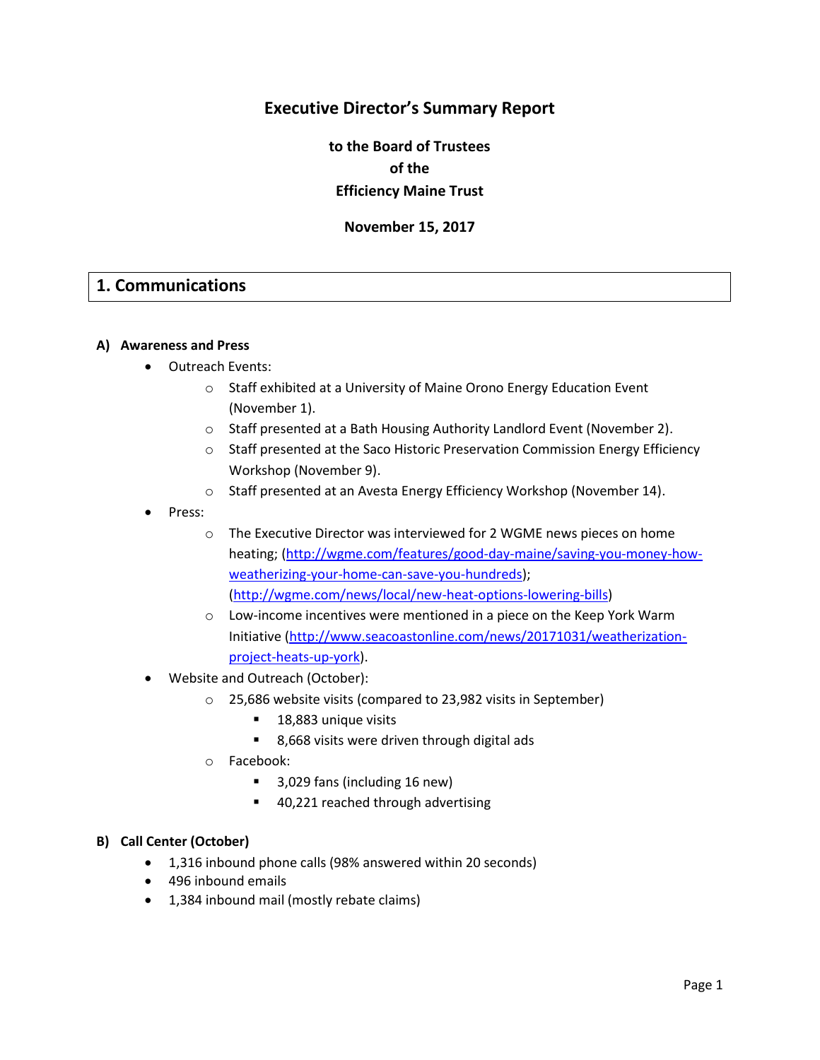# Executive Director's Summary Report

**to the Board of Trustees**
**of the**
**Efficiency Maine Trust**

**November 15, 2017**

## 1. Communications

### A) Awareness and Press

- Outreach Events:
  - Staff exhibited at a University of Maine Orono Energy Education Event (November 1).
  - Staff presented at a Bath Housing Authority Landlord Event (November 2).
  - Staff presented at the Saco Historic Preservation Commission Energy Efficiency Workshop (November 9).
  - Staff presented at an Avesta Energy Efficiency Workshop (November 14).
- Press:
  - The Executive Director was interviewed for 2 WGME news pieces on home heating; (http://wgme.com/features/good-day-maine/saving-you-money-how-weatherizing-your-home-can-save-you-hundreds); (http://wgme.com/news/local/new-heat-options-lowering-bills)
  - Low-income incentives were mentioned in a piece on the Keep York Warm Initiative (http://www.seacoastonline.com/news/20171031/weatherization-project-heats-up-york).
- Website and Outreach (October):
  - 25,686 website visits (compared to 23,982 visits in September)
    - 18,883 unique visits
    - 8,668 visits were driven through digital ads
  - Facebook:
    - 3,029 fans (including 16 new)
    - 40,221 reached through advertising

### B) Call Center (October)

- 1,316 inbound phone calls (98% answered within 20 seconds)
- 496 inbound emails
- 1,384 inbound mail (mostly rebate claims)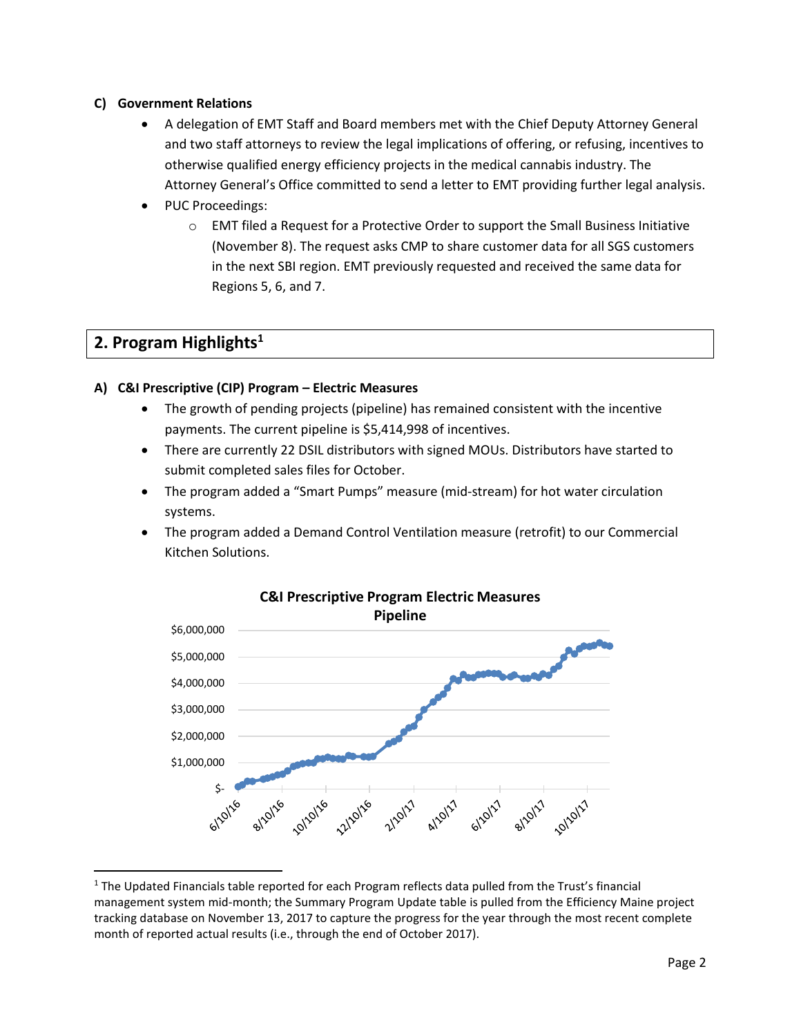### C) Government Relations

- A delegation of EMT Staff and Board members met with the Chief Deputy Attorney General and two staff attorneys to review the legal implications of offering, or refusing, incentives to otherwise qualified energy efficiency projects in the medical cannabis industry. The Attorney General's Office committed to send a letter to EMT providing further legal analysis.
- PUC Proceedings:
  - EMT filed a Request for a Protective Order to support the Small Business Initiative (November 8). The request asks CMP to share customer data for all SGS customers in the next SBI region. EMT previously requested and received the same data for Regions 5, 6, and 7.

## 2. Program Highlights[1]

### A) C&I Prescriptive (CIP) Program – Electric Measures

- The growth of pending projects (pipeline) has remained consistent with the incentive payments. The current pipeline is $5,414,998 of incentives.
- There are currently 22 DSIL distributors with signed MOUs. Distributors have started to submit completed sales files for October.
- The program added a "Smart Pumps" measure (mid-stream) for hot water circulation systems.
- The program added a Demand Control Ventilation measure (retrofit) to our Commercial Kitchen Solutions.

**C&I Prescriptive Program Electric Measures Pipeline**

[1] The Updated Financials table reported for each Program reflects data pulled from the Trust's financial management system mid-month; the Summary Program Update table is pulled from the Efficiency Maine project tracking database on November 13, 2017 to capture the progress for the year through the most recent complete month of reported actual results (i.e., through the end of October 2017).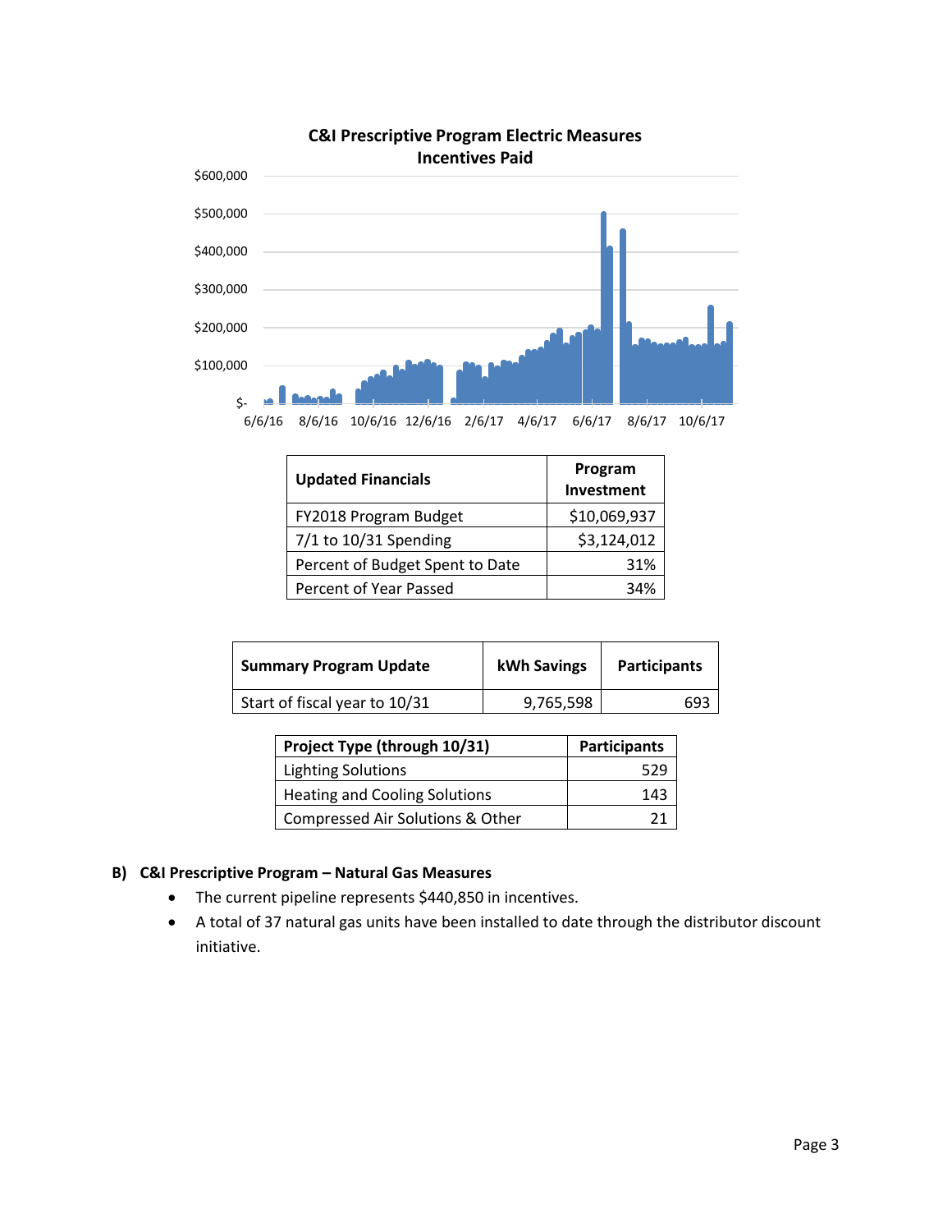**C&I Prescriptive Program Electric Measures Incentives Paid**

| Updated Financials | Program Investment |
| --- | --- |
| FY2018 Program Budget | $10,069,937 |
| 7/1 to 10/31 Spending | $3,124,012 |
| Percent of Budget Spent to Date | 31% |
| Percent of Year Passed | 34% |

| Summary Program Update | kWh Savings | Participants |
| --- | --- | --- |
| Start of fiscal year to 10/31 | 9,765,598 | 693 |

| Project Type (through 10/31) | Participants |
| --- | --- |
| Lighting Solutions | 529 |
| Heating and Cooling Solutions | 143 |
| Compressed Air Solutions & Other | 21 |

**B) C&I Prescriptive Program – Natural Gas Measures**

- The current pipeline represents $440,850 in incentives.
- A total of 37 natural gas units have been installed to date through the distributor discount initiative.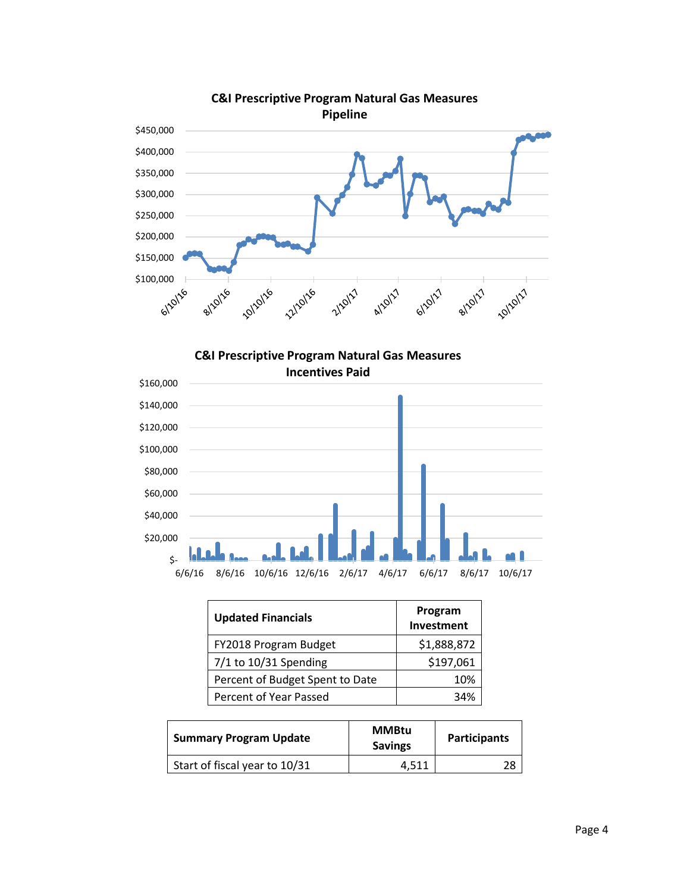**C&I Prescriptive Program Natural Gas Measures Pipeline**

**C&I Prescriptive Program Natural Gas Measures Incentives Paid**

| Updated Financials | Program Investment |
| --- | --- |
| FY2018 Program Budget | $1,888,872 |
| 7/1 to 10/31 Spending | $197,061 |
| Percent of Budget Spent to Date | 10% |
| Percent of Year Passed | 34% |

| Summary Program Update | MMBtu Savings | Participants |
| --- | --- | --- |
| Start of fiscal year to 10/31 | 4,511 | 28 |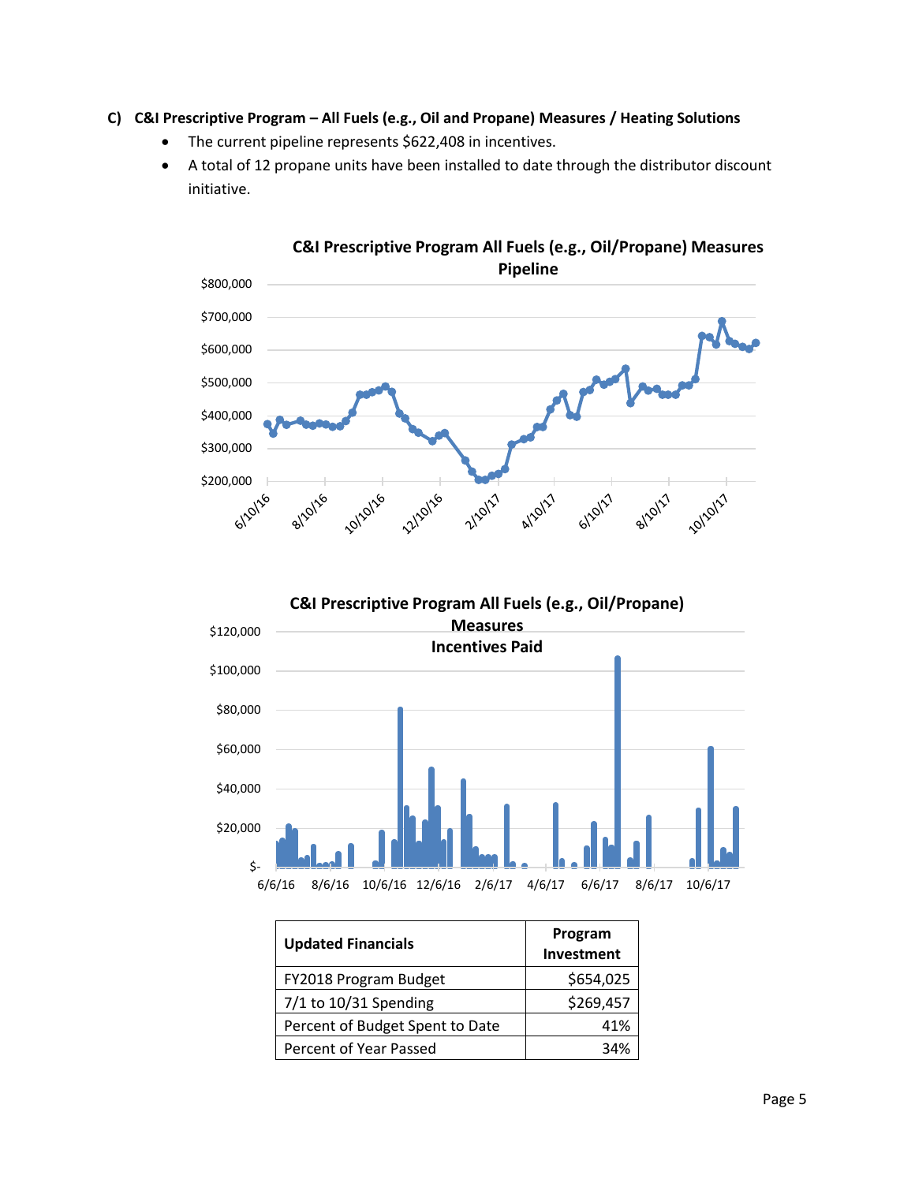C) **C&I Prescriptive Program – All Fuels (e.g., Oil and Propane) Measures / Heating Solutions**

- The current pipeline represents $622,408 in incentives.
- A total of 12 propane units have been installed to date through the distributor discount initiative.

**C&I Prescriptive Program All Fuels (e.g., Oil/Propane) Measures Pipeline**

**C&I Prescriptive Program All Fuels (e.g., Oil/Propane) Measures Incentives Paid**

| Updated Financials | Program Investment |
|---|---|
| FY2018 Program Budget | $654,025 |
| 7/1 to 10/31 Spending | $269,457 |
| Percent of Budget Spent to Date | 41% |
| Percent of Year Passed | 34% |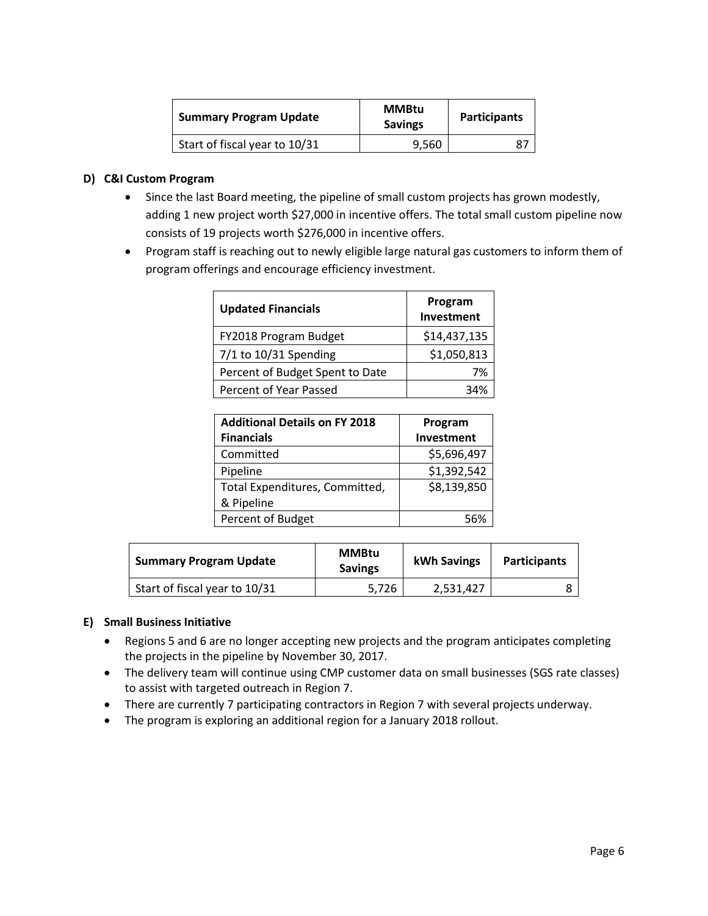| Summary Program Update | MMBtu Savings | Participants |
|---|---|---|
| Start of fiscal year to 10/31 | 9,560 | 87 |

**D) C&I Custom Program**

- Since the last Board meeting, the pipeline of small custom projects has grown modestly, adding 1 new project worth $27,000 in incentive offers. The total small custom pipeline now consists of 19 projects worth $276,000 in incentive offers.
- Program staff is reaching out to newly eligible large natural gas customers to inform them of program offerings and encourage efficiency investment.

| Updated Financials | Program Investment |
|---|---|
| FY2018 Program Budget | $14,437,135 |
| 7/1 to 10/31 Spending | $1,050,813 |
| Percent of Budget Spent to Date | 7% |
| Percent of Year Passed | 34% |

| Additional Details on FY 2018 Financials | Program Investment |
|---|---|
| Committed | $5,696,497 |
| Pipeline | $1,392,542 |
| Total Expenditures, Committed, & Pipeline | $8,139,850 |
| Percent of Budget | 56% |

| Summary Program Update | MMBtu Savings | kWh Savings | Participants |
|---|---|---|---|
| Start of fiscal year to 10/31 | 5,726 | 2,531,427 | 8 |

**E) Small Business Initiative**

- Regions 5 and 6 are no longer accepting new projects and the program anticipates completing the projects in the pipeline by November 30, 2017.
- The delivery team will continue using CMP customer data on small businesses (SGS rate classes) to assist with targeted outreach in Region 7.
- There are currently 7 participating contractors in Region 7 with several projects underway.
- The program is exploring an additional region for a January 2018 rollout.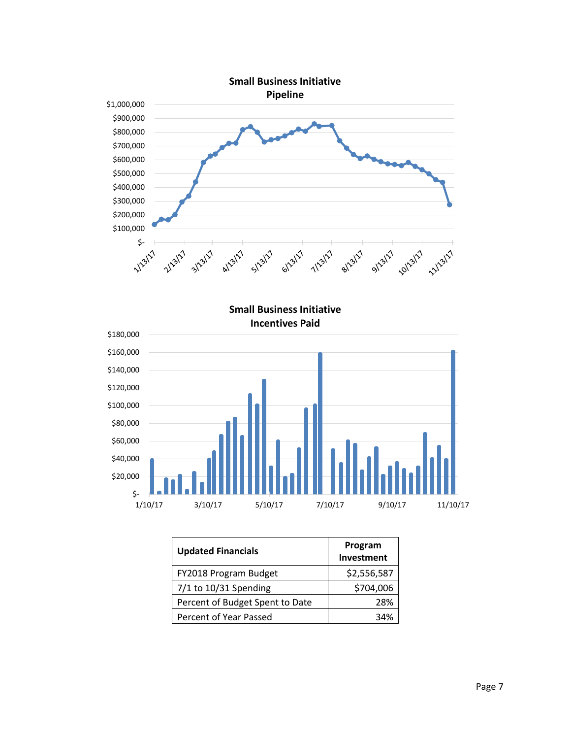**Small Business Initiative Pipeline**

**Small Business Initiative Incentives Paid**

| Updated Financials | Program Investment |
| --- | --- |
| FY2018 Program Budget | $2,556,587 |
| 7/1 to 10/31 Spending | $704,006 |
| Percent of Budget Spent to Date | 28% |
| Percent of Year Passed | 34% |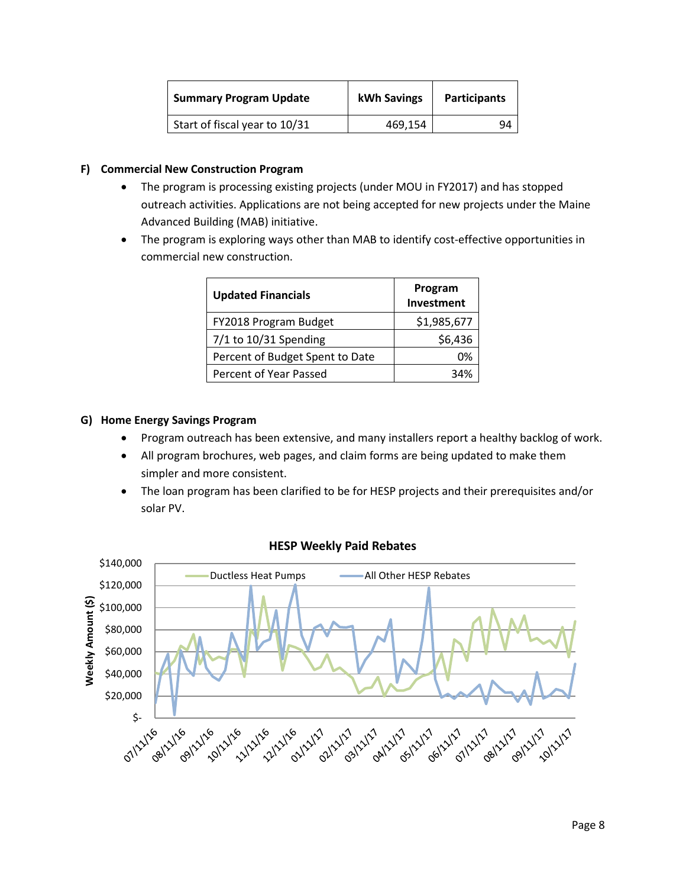| Summary Program Update | kWh Savings | Participants |
|---|---|---|
| Start of fiscal year to 10/31 | 469,154 | 94 |

**F) Commercial New Construction Program**

- The program is processing existing projects (under MOU in FY2017) and has stopped outreach activities. Applications are not being accepted for new projects under the Maine Advanced Building (MAB) initiative.
- The program is exploring ways other than MAB to identify cost-effective opportunities in commercial new construction.

| Updated Financials | Program Investment |
|---|---|
| FY2018 Program Budget | $1,985,677 |
| 7/1 to 10/31 Spending | $6,436 |
| Percent of Budget Spent to Date | 0% |
| Percent of Year Passed | 34% |

**G) Home Energy Savings Program**

- Program outreach has been extensive, and many installers report a healthy backlog of work.
- All program brochures, web pages, and claim forms are being updated to make them simpler and more consistent.
- The loan program has been clarified to be for HESP projects and their prerequisites and/or solar PV.

**HESP Weekly Paid Rebates**

Legend: Ductless Heat Pumps; All Other HESP Rebates

Y-axis: Weekly Amount ($) — $-, $20,000, $40,000, $60,000, $80,000, $100,000, $120,000, $140,000

X-axis: 07/11/16, 08/11/16, 09/11/16, 10/11/16, 11/11/16, 12/11/16, 01/11/17, 02/11/17, 03/11/17, 04/11/17, 05/11/17, 06/11/17, 07/11/17, 08/11/17, 09/11/17, 10/11/17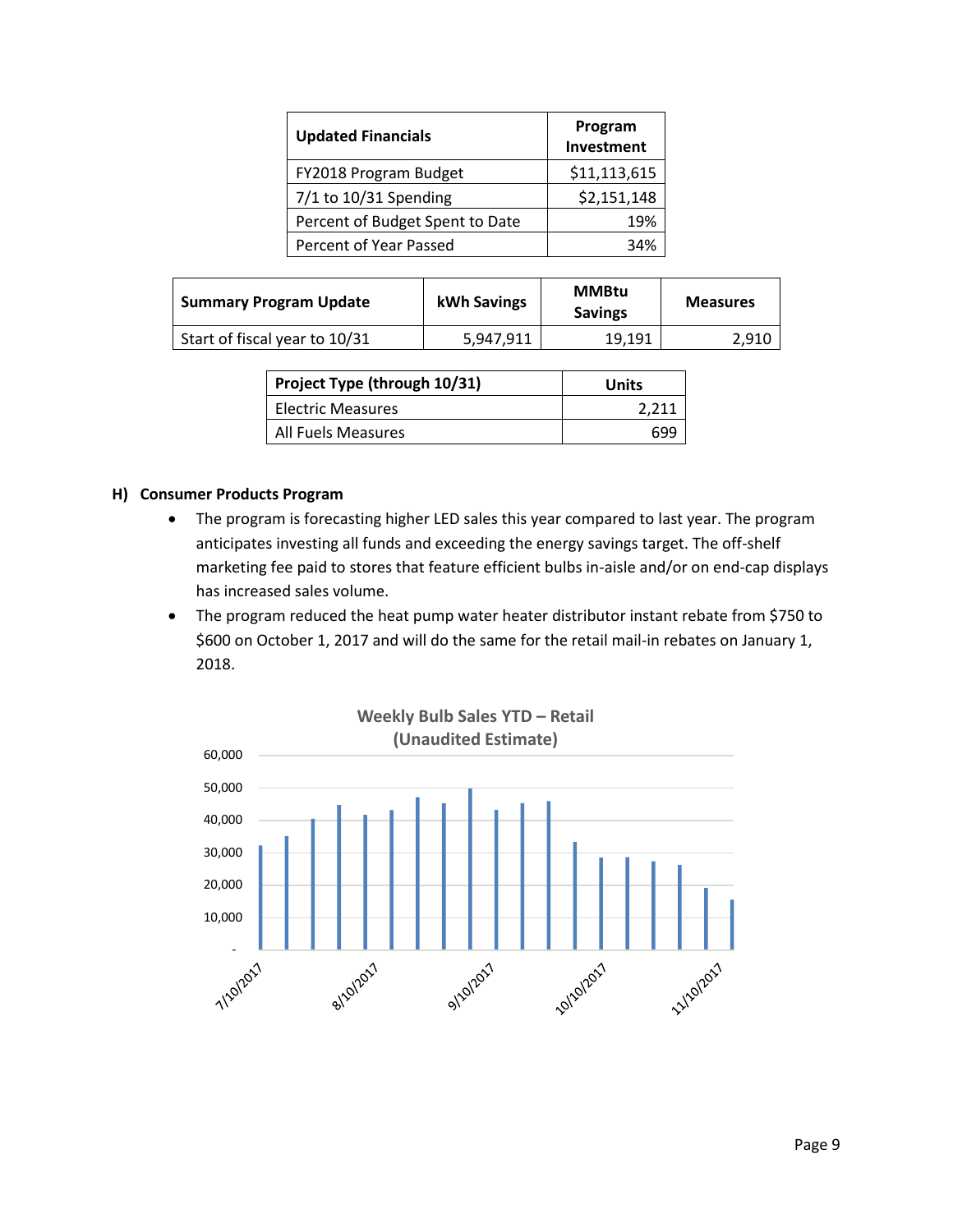| Updated Financials | Program Investment |
|---|---|
| FY2018 Program Budget | $11,113,615 |
| 7/1 to 10/31 Spending | $2,151,148 |
| Percent of Budget Spent to Date | 19% |
| Percent of Year Passed | 34% |

| Summary Program Update | kWh Savings | MMBtu Savings | Measures |
|---|---|---|---|
| Start of fiscal year to 10/31 | 5,947,911 | 19,191 | 2,910 |

| Project Type (through 10/31) | Units |
|---|---|
| Electric Measures | 2,211 |
| All Fuels Measures | 699 |

### H) Consumer Products Program

- The program is forecasting higher LED sales this year compared to last year. The program anticipates investing all funds and exceeding the energy savings target. The off-shelf marketing fee paid to stores that feature efficient bulbs in-aisle and/or on end-cap displays has increased sales volume.
- The program reduced the heat pump water heater distributor instant rebate from $750 to $600 on October 1, 2017 and will do the same for the retail mail-in rebates on January 1, 2018.

**Weekly Bulb Sales YTD – Retail (Unaudited Estimate)**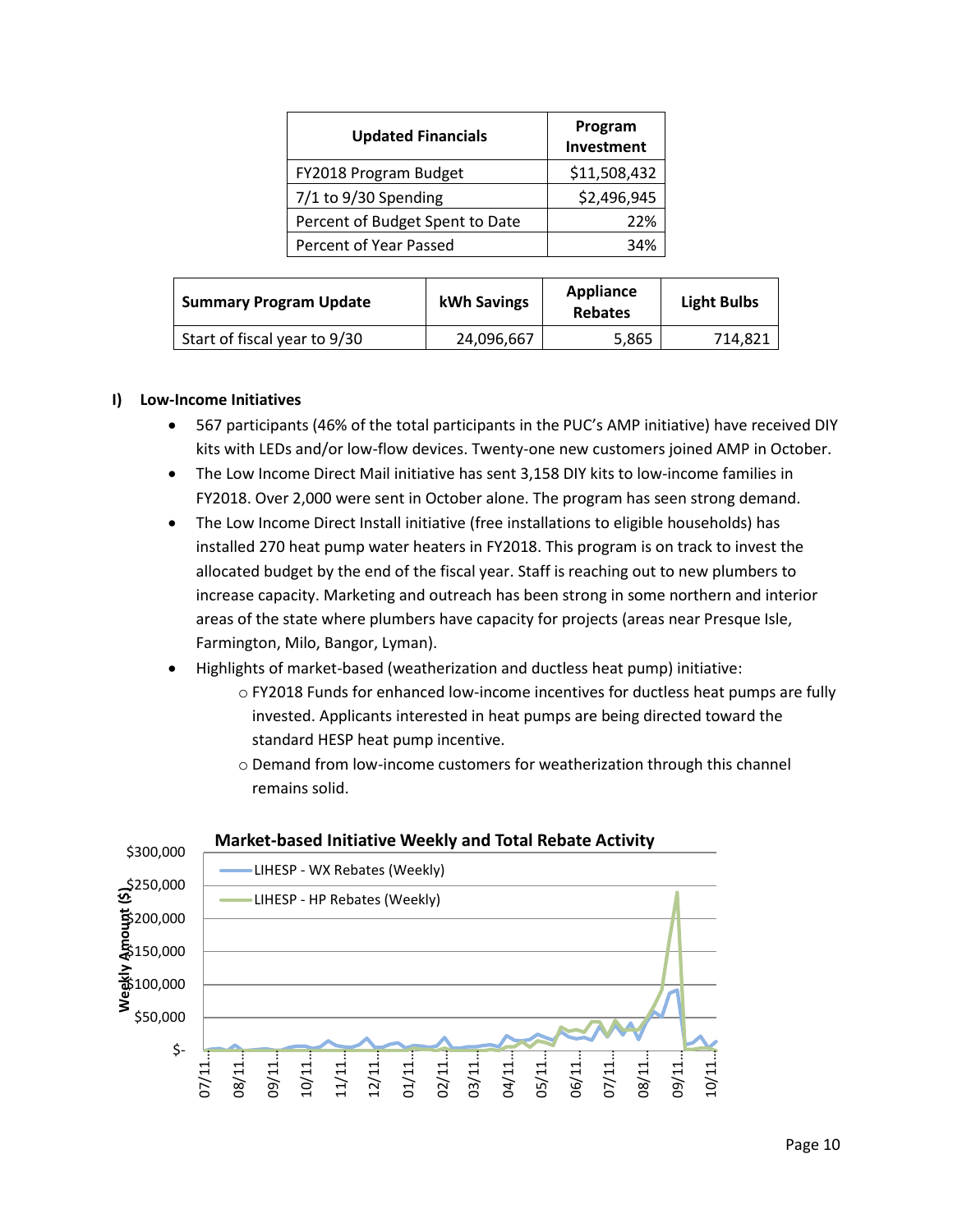| Updated Financials | Program Investment |
|---|---|
| FY2018 Program Budget | $11,508,432 |
| 7/1 to 9/30 Spending | $2,496,945 |
| Percent of Budget Spent to Date | 22% |
| Percent of Year Passed | 34% |

| Summary Program Update | kWh Savings | Appliance Rebates | Light Bulbs |
|---|---|---|---|
| Start of fiscal year to 9/30 | 24,096,667 | 5,865 | 714,821 |

## I) Low-Income Initiatives

- 567 participants (46% of the total participants in the PUC's AMP initiative) have received DIY kits with LEDs and/or low-flow devices. Twenty-one new customers joined AMP in October.
- The Low Income Direct Mail initiative has sent 3,158 DIY kits to low-income families in FY2018. Over 2,000 were sent in October alone. The program has seen strong demand.
- The Low Income Direct Install initiative (free installations to eligible households) has installed 270 heat pump water heaters in FY2018. This program is on track to invest the allocated budget by the end of the fiscal year. Staff is reaching out to new plumbers to increase capacity. Marketing and outreach has been strong in some northern and interior areas of the state where plumbers have capacity for projects (areas near Presque Isle, Farmington, Milo, Bangor, Lyman).
- Highlights of market-based (weatherization and ductless heat pump) initiative:
  - FY2018 Funds for enhanced low-income incentives for ductless heat pumps are fully invested. Applicants interested in heat pumps are being directed toward the standard HESP heat pump incentive.
  - Demand from low-income customers for weatherization through this channel remains solid.

**Market-based Initiative Weekly and Total Rebate Activity**

- LIHESP - WX Rebates (Weekly)
- LIHESP - HP Rebates (Weekly)

Weekly Amount ($): $-, $50,000, $100,000, $150,000, $200,000, $250,000, $300,000

07/11... 08/11... 09/11... 10/11... 11/11... 12/11... 01/11... 02/11... 03/11... 04/11... 05/11... 06/11... 07/11... 08/11... 09/11... 10/11...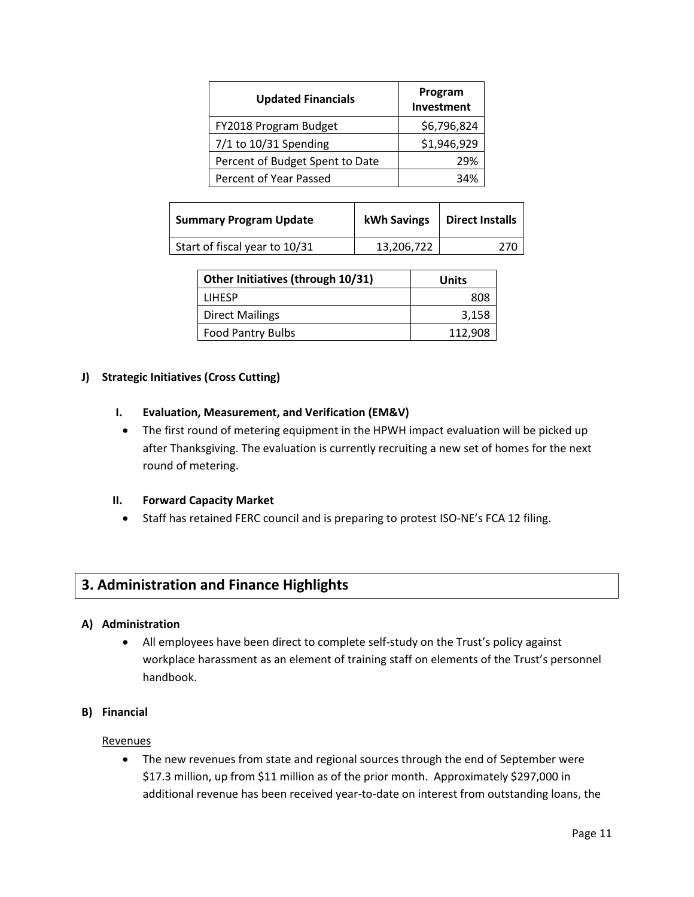| Updated Financials | Program Investment |
|---|---|
| FY2018 Program Budget | $6,796,824 |
| 7/1 to 10/31 Spending | $1,946,929 |
| Percent of Budget Spent to Date | 29% |
| Percent of Year Passed | 34% |

| Summary Program Update | kWh Savings | Direct Installs |
|---|---|---|
| Start of fiscal year to 10/31 | 13,206,722 | 270 |

| Other Initiatives (through 10/31) | Units |
|---|---|
| LIHESP | 808 |
| Direct Mailings | 3,158 |
| Food Pantry Bulbs | 112,908 |

### J) Strategic Initiatives (Cross Cutting)

#### I. Evaluation, Measurement, and Verification (EM&V)

- The first round of metering equipment in the HPWH impact evaluation will be picked up after Thanksgiving. The evaluation is currently recruiting a new set of homes for the next round of metering.

#### II. Forward Capacity Market

- Staff has retained FERC council and is preparing to protest ISO-NE's FCA 12 filing.

## 3. Administration and Finance Highlights

### A) Administration

- All employees have been direct to complete self-study on the Trust's policy against workplace harassment as an element of training staff on elements of the Trust's personnel handbook.

### B) Financial

Revenues

- The new revenues from state and regional sources through the end of September were $17.3 million, up from $11 million as of the prior month. Approximately $297,000 in additional revenue has been received year-to-date on interest from outstanding loans, the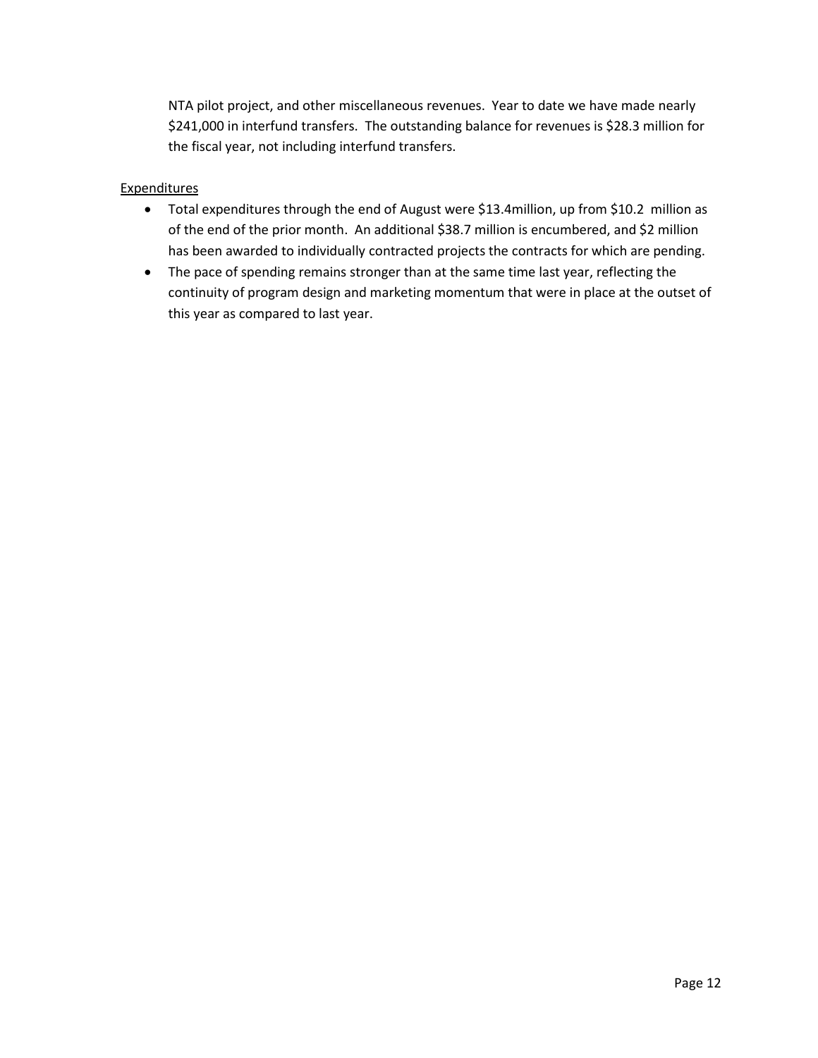NTA pilot project, and other miscellaneous revenues. Year to date we have made nearly $241,000 in interfund transfers. The outstanding balance for revenues is $28.3 million for the fiscal year, not including interfund transfers.

Expenditures

- Total expenditures through the end of August were $13.4million, up from $10.2 million as of the end of the prior month. An additional $38.7 million is encumbered, and $2 million has been awarded to individually contracted projects the contracts for which are pending.
- The pace of spending remains stronger than at the same time last year, reflecting the continuity of program design and marketing momentum that were in place at the outset of this year as compared to last year.